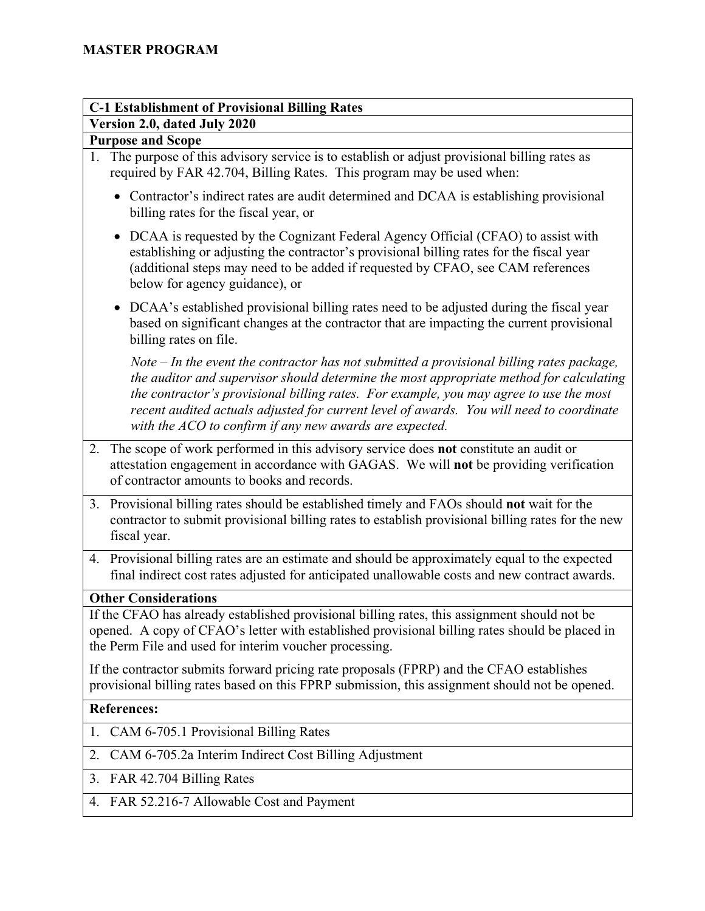# MASTER PROGRAM

**C-1 Establishment of Provisional Billing Rates**

**Version 2.0, dated July 2020**

**Purpose and Scope**

1. The purpose of this advisory service is to establish or adjust provisional billing rates as required by FAR 42.704, Billing Rates. This program may be used when:

   - Contractor's indirect rates are audit determined and DCAA is establishing provisional billing rates for the fiscal year, or
   - DCAA is requested by the Cognizant Federal Agency Official (CFAO) to assist with establishing or adjusting the contractor's provisional billing rates for the fiscal year (additional steps may need to be added if requested by CFAO, see CAM references below for agency guidance), or
   - DCAA's established provisional billing rates need to be adjusted during the fiscal year based on significant changes at the contractor that are impacting the current provisional billing rates on file.

   *Note – In the event the contractor has not submitted a provisional billing rates package, the auditor and supervisor should determine the most appropriate method for calculating the contractor's provisional billing rates. For example, you may agree to use the most recent audited actuals adjusted for current level of awards. You will need to coordinate with the ACO to confirm if any new awards are expected.*

2. The scope of work performed in this advisory service does **not** constitute an audit or attestation engagement in accordance with GAGAS. We will **not** be providing verification of contractor amounts to books and records.
3. Provisional billing rates should be established timely and FAOs should **not** wait for the contractor to submit provisional billing rates to establish provisional billing rates for the new fiscal year.
4. Provisional billing rates are an estimate and should be approximately equal to the expected final indirect cost rates adjusted for anticipated unallowable costs and new contract awards.

**Other Considerations**

If the CFAO has already established provisional billing rates, this assignment should not be opened. A copy of CFAO's letter with established provisional billing rates should be placed in the Perm File and used for interim voucher processing.

If the contractor submits forward pricing rate proposals (FPRP) and the CFAO establishes provisional billing rates based on this FPRP submission, this assignment should not be opened.

**References:**

1. CAM 6-705.1 Provisional Billing Rates
2. CAM 6-705.2a Interim Indirect Cost Billing Adjustment
3. FAR 42.704 Billing Rates
4. FAR 52.216-7 Allowable Cost and Payment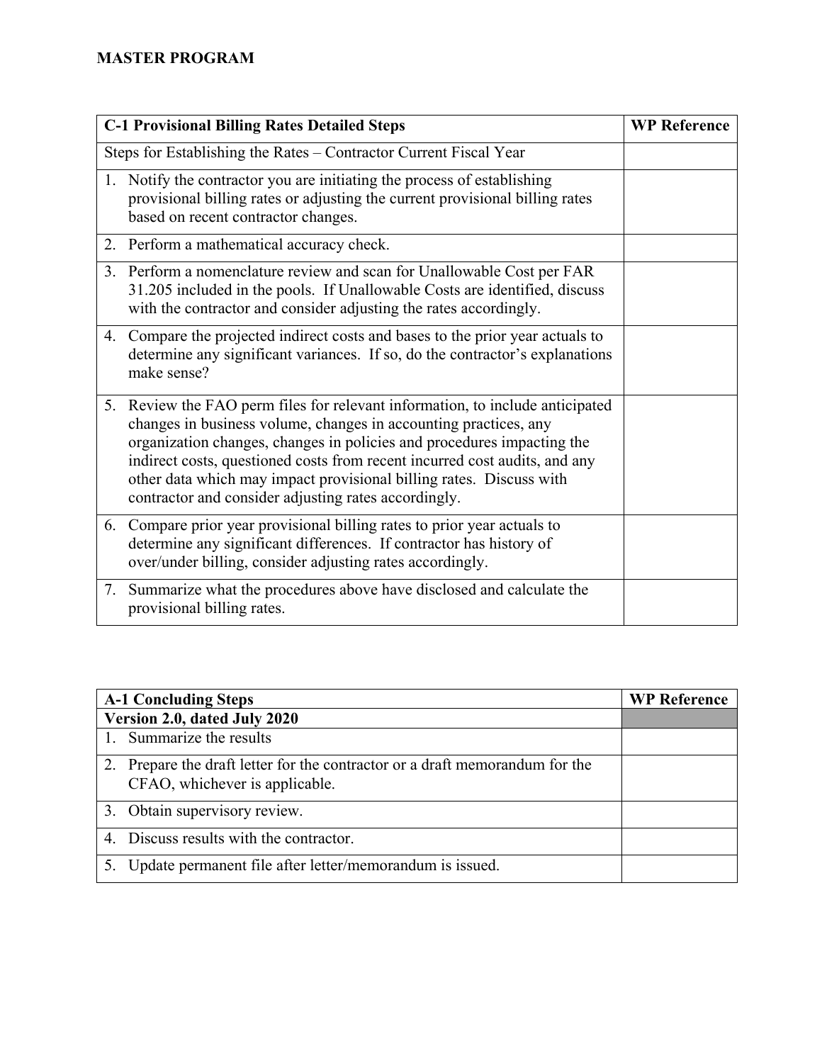**MASTER PROGRAM**

| C-1 Provisional Billing Rates Detailed Steps | WP Reference |
|---|---|
| Steps for Establishing the Rates – Contractor Current Fiscal Year | |
| 1. Notify the contractor you are initiating the process of establishing provisional billing rates or adjusting the current provisional billing rates based on recent contractor changes. | |
| 2. Perform a mathematical accuracy check. | |
| 3. Perform a nomenclature review and scan for Unallowable Cost per FAR 31.205 included in the pools. If Unallowable Costs are identified, discuss with the contractor and consider adjusting the rates accordingly. | |
| 4. Compare the projected indirect costs and bases to the prior year actuals to determine any significant variances. If so, do the contractor's explanations make sense? | |
| 5. Review the FAO perm files for relevant information, to include anticipated changes in business volume, changes in accounting practices, any organization changes, changes in policies and procedures impacting the indirect costs, questioned costs from recent incurred cost audits, and any other data which may impact provisional billing rates. Discuss with contractor and consider adjusting rates accordingly. | |
| 6. Compare prior year provisional billing rates to prior year actuals to determine any significant differences. If contractor has history of over/under billing, consider adjusting rates accordingly. | |
| 7. Summarize what the procedures above have disclosed and calculate the provisional billing rates. | |

| A-1 Concluding Steps | WP Reference |
|---|---|
| **Version 2.0, dated July 2020** | |
| 1. Summarize the results | |
| 2. Prepare the draft letter for the contractor or a draft memorandum for the CFAO, whichever is applicable. | |
| 3. Obtain supervisory review. | |
| 4. Discuss results with the contractor. | |
| 5. Update permanent file after letter/memorandum is issued. | |